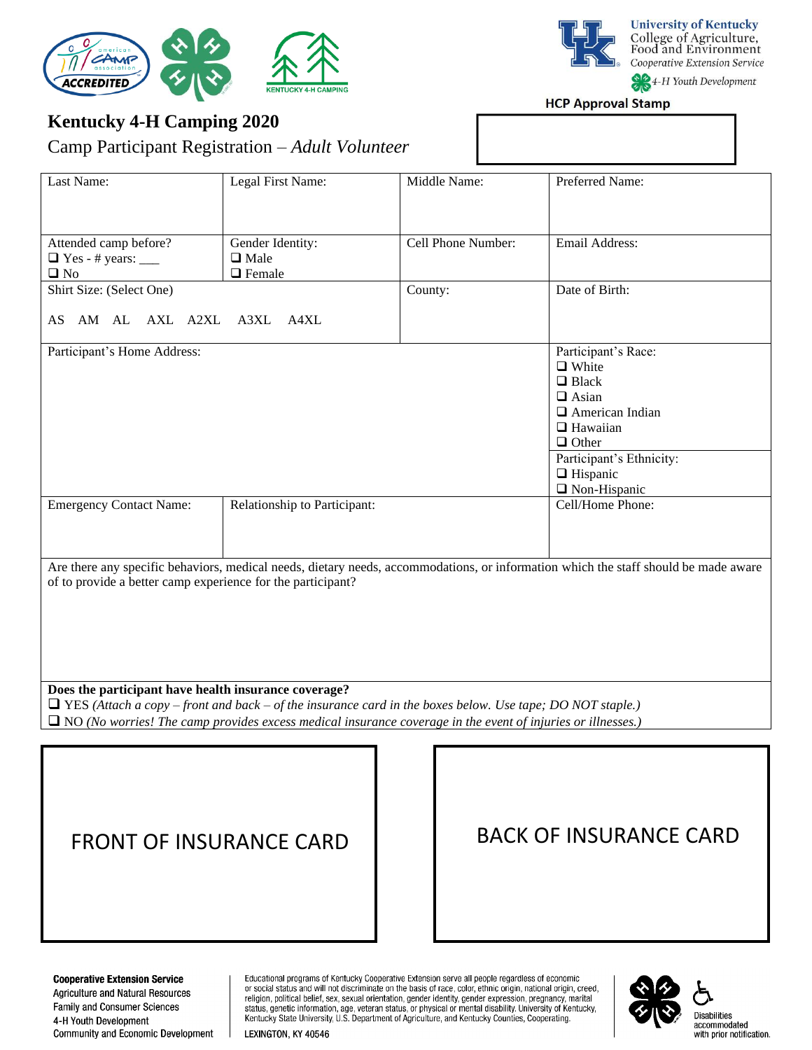University of Kentucky
College of Agriculture, Food and Environment
*Cooperative Extension Service*
*4-H Youth Development*

**HCP Approval Stamp**

# Kentucky 4-H Camping 2020

Camp Participant Registration – *Adult Volunteer*

| Last Name: | Legal First Name: | Middle Name: | Preferred Name: |
|---|---|---|---|
| Attended camp before?<br>❑ Yes - # years: ___<br>❑ No | Gender Identity:<br>❑ Male<br>❑ Female | Cell Phone Number: | Email Address: |
| Shirt Size: (Select One)<br>AS AM AL AXL A2XL A3XL A4XL | | County: | Date of Birth: |
| Participant's Home Address: | | | Participant's Race:<br>❑ White<br>❑ Black<br>❑ Asian<br>❑ American Indian<br>❑ Hawaiian<br>❑ Other<br>Participant's Ethnicity:<br>❑ Hispanic<br>❑ Non-Hispanic |
| Emergency Contact Name: | Relationship to Participant: | | Cell/Home Phone: |

Are there any specific behaviors, medical needs, dietary needs, accommodations, or information which the staff should be made aware of to provide a better camp experience for the participant?

**Does the participant have health insurance coverage?**

❑ YES *(Attach a copy – front and back – of the insurance card in the boxes below. Use tape; DO NOT staple.)*

❑ NO *(No worries! The camp provides excess medical insurance coverage in the event of injuries or illnesses.)*

| FRONT OF INSURANCE CARD | BACK OF INSURANCE CARD |
|---|---|

**Cooperative Extension Service**
Agriculture and Natural Resources
Family and Consumer Sciences
4-H Youth Development
Community and Economic Development

Educational programs of Kentucky Cooperative Extension serve all people regardless of economic or social status and will not discriminate on the basis of race, color, ethnic origin, national origin, creed, religion, political belief, sex, sexual orientation, gender identity, gender expression, pregnancy, marital status, genetic information, age, veteran status, or physical or mental disability. University of Kentucky, Kentucky State University, U.S. Department of Agriculture, and Kentucky Counties, Cooperating.

LEXINGTON, KY 40546

Disabilities accommodated with prior notification.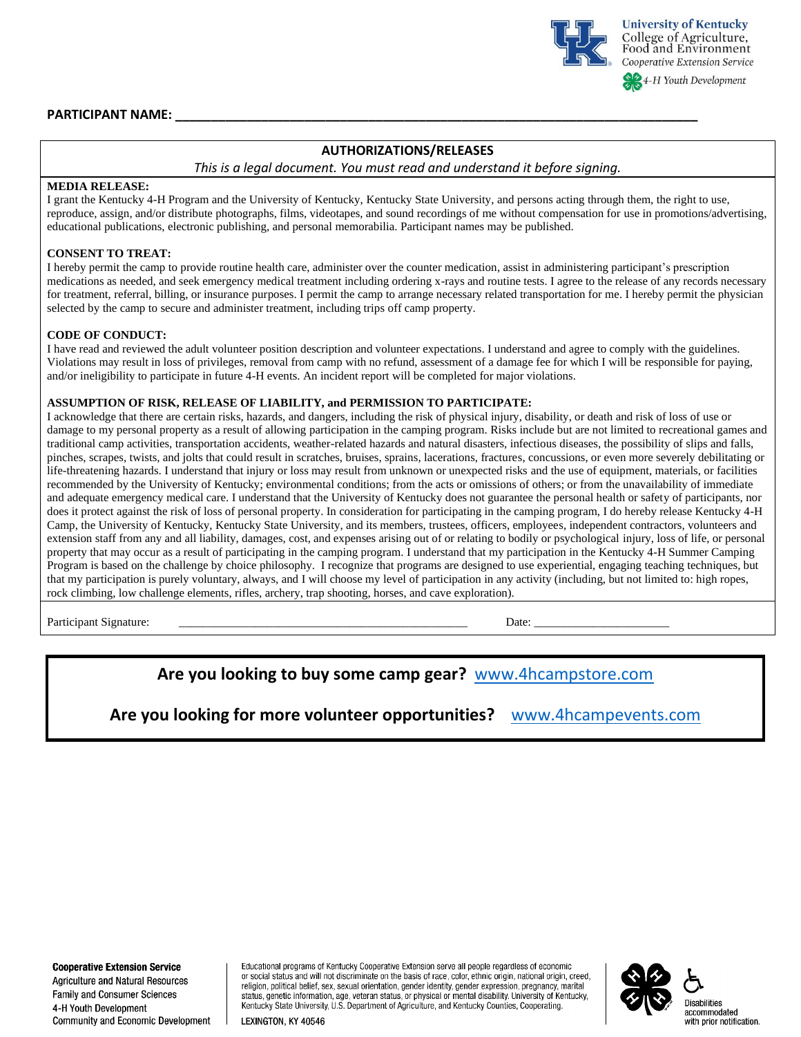**PARTICIPANT NAME: ___________________________________________________________________________**

## AUTHORIZATIONS/RELEASES

*This is a legal document. You must read and understand it before signing.*

**MEDIA RELEASE:**
I grant the Kentucky 4-H Program and the University of Kentucky, Kentucky State University, and persons acting through them, the right to use, reproduce, assign, and/or distribute photographs, films, videotapes, and sound recordings of me without compensation for use in promotions/advertising, educational publications, electronic publishing, and personal memorabilia. Participant names may be published.

**CONSENT TO TREAT:**
I hereby permit the camp to provide routine health care, administer over the counter medication, assist in administering participant's prescription medications as needed, and seek emergency medical treatment including ordering x-rays and routine tests. I agree to the release of any records necessary for treatment, referral, billing, or insurance purposes. I permit the camp to arrange necessary related transportation for me. I hereby permit the physician selected by the camp to secure and administer treatment, including trips off camp property.

**CODE OF CONDUCT:**
I have read and reviewed the adult volunteer position description and volunteer expectations. I understand and agree to comply with the guidelines. Violations may result in loss of privileges, removal from camp with no refund, assessment of a damage fee for which I will be responsible for paying, and/or ineligibility to participate in future 4-H events. An incident report will be completed for major violations.

**ASSUMPTION OF RISK, RELEASE OF LIABILITY, and PERMISSION TO PARTICIPATE:**
I acknowledge that there are certain risks, hazards, and dangers, including the risk of physical injury, disability, or death and risk of loss of use or damage to my personal property as a result of allowing participation in the camping program. Risks include but are not limited to recreational games and traditional camp activities, transportation accidents, weather-related hazards and natural disasters, infectious diseases, the possibility of slips and falls, pinches, scrapes, twists, and jolts that could result in scratches, bruises, sprains, lacerations, fractures, concussions, or even more severely debilitating or life-threatening hazards. I understand that injury or loss may result from unknown or unexpected risks and the use of equipment, materials, or facilities recommended by the University of Kentucky; environmental conditions; from the acts or omissions of others; or from the unavailability of immediate and adequate emergency medical care. I understand that the University of Kentucky does not guarantee the personal health or safety of participants, nor does it protect against the risk of loss of personal property. In consideration for participating in the camping program, I do hereby release Kentucky 4-H Camp, the University of Kentucky, Kentucky State University, and its members, trustees, officers, employees, independent contractors, volunteers and extension staff from any and all liability, damages, cost, and expenses arising out of or relating to bodily or psychological injury, loss of life, or personal property that may occur as a result of participating in the camping program. I understand that my participation in the Kentucky 4-H Summer Camping Program is based on the challenge by choice philosophy. I recognize that programs are designed to use experiential, engaging teaching techniques, but that my participation is purely voluntary, always, and I will choose my level of participation in any activity (including, but not limited to: high ropes, rock climbing, low challenge elements, rifles, archery, trap shooting, horses, and cave exploration).

Participant Signature: _______________________________________________ Date: ______________________

**Are you looking to buy some camp gear?** www.4hcampstore.com

**Are you looking for more volunteer opportunities?** www.4hcampevents.com